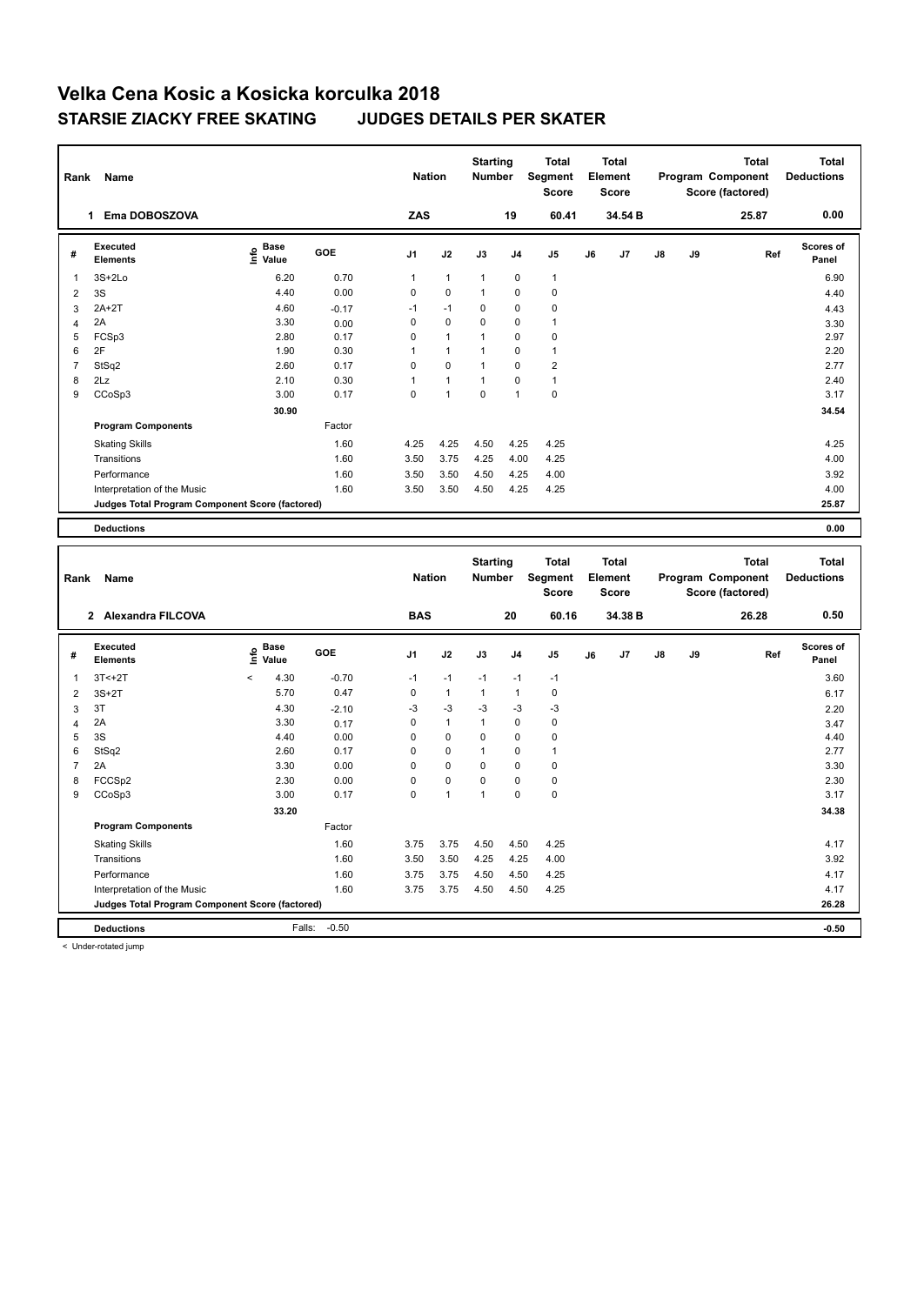# Velka Cena Kosic a Kosicka korculka 2018

## STARSIE ZIACKY FREE SKATING JUDGES DETAILS PER SKATER

| Rank | Name | Nation | Starting Number | Total Segment Score | Total Element Score | Total Program Component Score (factored) | Total Deductions |
|---|---|---|---|---|---|---|---|
| 1 | Ema DOBOSZOVA | ZAS | 19 | 60.41 | 34.54 B | 25.87 | 0.00 |

| # | Executed Elements | Info | Base Value | GOE | J1 | J2 | J3 | J4 | J5 | J6 | J7 | J8 | J9 | Ref | Scores of Panel |
|---|---|---|---|---|---|---|---|---|---|---|---|---|---|---|---|
| 1 | 3S+2Lo | | 6.20 | 0.70 | 1 | 1 | 1 | 0 | 1 | | | | | | 6.90 |
| 2 | 3S | | 4.40 | 0.00 | 0 | 0 | 1 | 0 | 0 | | | | | | 4.40 |
| 3 | 2A+2T | | 4.60 | -0.17 | -1 | -1 | 0 | 0 | 0 | | | | | | 4.43 |
| 4 | 2A | | 3.30 | 0.00 | 0 | 0 | 0 | 0 | 1 | | | | | | 3.30 |
| 5 | FCSp3 | | 2.80 | 0.17 | 0 | 1 | 1 | 0 | 0 | | | | | | 2.97 |
| 6 | 2F | | 1.90 | 0.30 | 1 | 1 | 1 | 0 | 1 | | | | | | 2.20 |
| 7 | StSq2 | | 2.60 | 0.17 | 0 | 0 | 1 | 0 | 2 | | | | | | 2.77 |
| 8 | 2Lz | | 2.10 | 0.30 | 1 | 1 | 1 | 0 | 1 | | | | | | 2.40 |
| 9 | CCoSp3 | | 3.00 | 0.17 | 0 | 1 | 0 | 1 | 0 | | | | | | 3.17 |
| | | | 30.90 | | | | | | | | | | | | 34.54 |
| | **Program Components** | | | Factor | | | | | | | | | | | |
| | Skating Skills | | | 1.60 | 4.25 | 4.25 | 4.50 | 4.25 | 4.25 | | | | | | 4.25 |
| | Transitions | | | 1.60 | 3.50 | 3.75 | 4.25 | 4.00 | 4.25 | | | | | | 4.00 |
| | Performance | | | 1.60 | 3.50 | 3.50 | 4.50 | 4.25 | 4.00 | | | | | | 3.92 |
| | Interpretation of the Music | | | 1.60 | 3.50 | 3.50 | 4.50 | 4.25 | 4.25 | | | | | | 4.00 |
| | **Judges Total Program Component Score (factored)** | | | | | | | | | | | | | | 25.87 |
| | **Deductions** | | | | | | | | | | | | | | 0.00 |

| Rank | Name | Nation | Starting Number | Total Segment Score | Total Element Score | Total Program Component Score (factored) | Total Deductions |
|---|---|---|---|---|---|---|---|
| 2 | Alexandra FILCOVA | BAS | 20 | 60.16 | 34.38 B | 26.28 | 0.50 |

| # | Executed Elements | Info | Base Value | GOE | J1 | J2 | J3 | J4 | J5 | J6 | J7 | J8 | J9 | Ref | Scores of Panel |
|---|---|---|---|---|---|---|---|---|---|---|---|---|---|---|---|
| 1 | 3T<+2T | < | 4.30 | -0.70 | -1 | -1 | -1 | -1 | -1 | | | | | | 3.60 |
| 2 | 3S+2T | | 5.70 | 0.47 | 0 | 1 | 1 | 1 | 0 | | | | | | 6.17 |
| 3 | 3T | | 4.30 | -2.10 | -3 | -3 | -3 | -3 | -3 | | | | | | 2.20 |
| 4 | 2A | | 3.30 | 0.17 | 0 | 1 | 1 | 0 | 0 | | | | | | 3.47 |
| 5 | 3S | | 4.40 | 0.00 | 0 | 0 | 0 | 0 | 0 | | | | | | 4.40 |
| 6 | StSq2 | | 2.60 | 0.17 | 0 | 0 | 1 | 0 | 1 | | | | | | 2.77 |
| 7 | 2A | | 3.30 | 0.00 | 0 | 0 | 0 | 0 | 0 | | | | | | 3.30 |
| 8 | FCCSp2 | | 2.30 | 0.00 | 0 | 0 | 0 | 0 | 0 | | | | | | 2.30 |
| 9 | CCoSp3 | | 3.00 | 0.17 | 0 | 1 | 1 | 0 | 0 | | | | | | 3.17 |
| | | | 33.20 | | | | | | | | | | | | 34.38 |
| | **Program Components** | | | Factor | | | | | | | | | | | |
| | Skating Skills | | | 1.60 | 3.75 | 3.75 | 4.50 | 4.50 | 4.25 | | | | | | 4.17 |
| | Transitions | | | 1.60 | 3.50 | 3.50 | 4.25 | 4.25 | 4.00 | | | | | | 3.92 |
| | Performance | | | 1.60 | 3.75 | 3.75 | 4.50 | 4.50 | 4.25 | | | | | | 4.17 |
| | Interpretation of the Music | | | 1.60 | 3.75 | 3.75 | 4.50 | 4.50 | 4.25 | | | | | | 4.17 |
| | **Judges Total Program Component Score (factored)** | | | | | | | | | | | | | | 26.28 |
| | **Deductions** | | Falls: | -0.50 | | | | | | | | | | | -0.50 |

< Under-rotated jump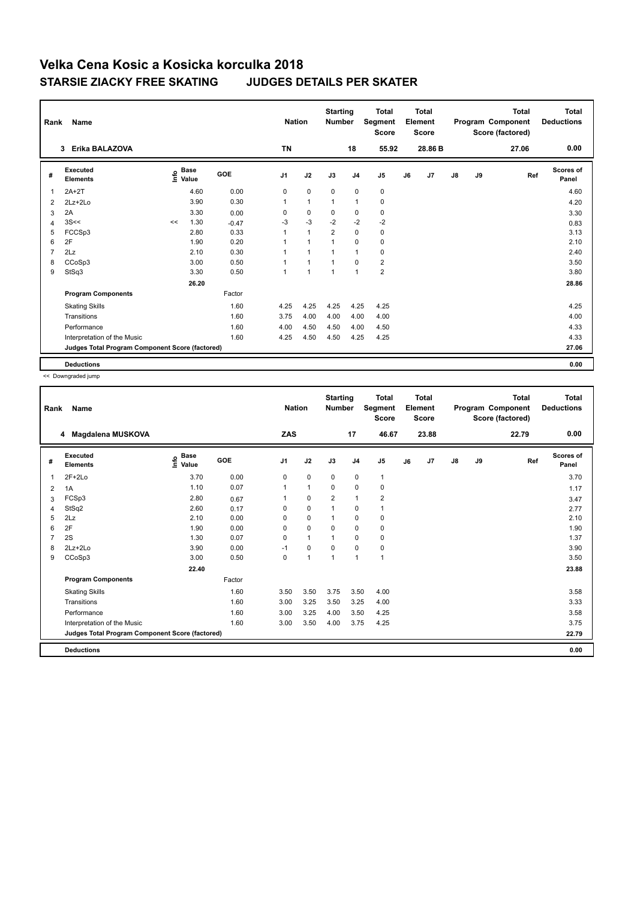# Velka Cena Kosic a Kosicka korculka 2018

## STARSIE ZIACKY FREE SKATING JUDGES DETAILS PER SKATER

| Rank | Name | Nation | Starting Number | Total Segment Score | Total Element Score | Total Program Component Score (factored) | Total Deductions |
|---|---|---|---|---|---|---|---|
| 3 | Erika BALAZOVA | TN | 18 | 55.92 | 28.86 B | 27.06 | 0.00 |

| # | Executed Elements | Info | Base Value | GOE | J1 | J2 | J3 | J4 | J5 | J6 | J7 | J8 | J9 | Ref | Scores of Panel |
|---|---|---|---|---|---|---|---|---|---|---|---|---|---|---|---|
| 1 | 2A+2T | | 4.60 | 0.00 | 0 | 0 | 0 | 0 | 0 | | | | | | 4.60 |
| 2 | 2Lz+2Lo | | 3.90 | 0.30 | 1 | 1 | 1 | 1 | 0 | | | | | | 4.20 |
| 3 | 2A | | 3.30 | 0.00 | 0 | 0 | 0 | 0 | 0 | | | | | | 3.30 |
| 4 | 3S<< | << | 1.30 | -0.47 | -3 | -3 | -2 | -2 | -2 | | | | | | 0.83 |
| 5 | FCCSp3 | | 2.80 | 0.33 | 1 | 1 | 2 | 0 | 0 | | | | | | 3.13 |
| 6 | 2F | | 1.90 | 0.20 | 1 | 1 | 1 | 0 | 0 | | | | | | 2.10 |
| 7 | 2Lz | | 2.10 | 0.30 | 1 | 1 | 1 | 1 | 0 | | | | | | 2.40 |
| 8 | CCoSp3 | | 3.00 | 0.50 | 1 | 1 | 1 | 0 | 2 | | | | | | 3.50 |
| 9 | StSq3 | | 3.30 | 0.50 | 1 | 1 | 1 | 1 | 2 | | | | | | 3.80 |
| | | | 26.20 | | | | | | | | | | | | 28.86 |
| | **Program Components** | | | Factor | | | | | | | | | | | |
| | Skating Skills | | | 1.60 | 4.25 | 4.25 | 4.25 | 4.25 | 4.25 | | | | | | 4.25 |
| | Transitions | | | 1.60 | 3.75 | 4.00 | 4.00 | 4.00 | 4.00 | | | | | | 4.00 |
| | Performance | | | 1.60 | 4.00 | 4.50 | 4.50 | 4.00 | 4.50 | | | | | | 4.33 |
| | Interpretation of the Music | | | 1.60 | 4.25 | 4.50 | 4.50 | 4.25 | 4.25 | | | | | | 4.33 |
| | **Judges Total Program Component Score (factored)** | | | | | | | | | | | | | | 27.06 |
| | **Deductions** | | | | | | | | | | | | | | 0.00 |

<< Downgraded jump

| Rank | Name | Nation | Starting Number | Total Segment Score | Total Element Score | Total Program Component Score (factored) | Total Deductions |
|---|---|---|---|---|---|---|---|
| 4 | Magdalena MUSKOVA | ZAS | 17 | 46.67 | 23.88 | 22.79 | 0.00 |

| # | Executed Elements | Info | Base Value | GOE | J1 | J2 | J3 | J4 | J5 | J6 | J7 | J8 | J9 | Ref | Scores of Panel |
|---|---|---|---|---|---|---|---|---|---|---|---|---|---|---|---|
| 1 | 2F+2Lo | | 3.70 | 0.00 | 0 | 0 | 0 | 0 | 1 | | | | | | 3.70 |
| 2 | 1A | | 1.10 | 0.07 | 1 | 1 | 0 | 0 | 0 | | | | | | 1.17 |
| 3 | FCSp3 | | 2.80 | 0.67 | 1 | 0 | 2 | 1 | 2 | | | | | | 3.47 |
| 4 | StSq2 | | 2.60 | 0.17 | 0 | 0 | 1 | 0 | 1 | | | | | | 2.77 |
| 5 | 2Lz | | 2.10 | 0.00 | 0 | 0 | 1 | 0 | 0 | | | | | | 2.10 |
| 6 | 2F | | 1.90 | 0.00 | 0 | 0 | 0 | 0 | 0 | | | | | | 1.90 |
| 7 | 2S | | 1.30 | 0.07 | 0 | 1 | 1 | 0 | 0 | | | | | | 1.37 |
| 8 | 2Lz+2Lo | | 3.90 | 0.00 | -1 | 0 | 0 | 0 | 0 | | | | | | 3.90 |
| 9 | CCoSp3 | | 3.00 | 0.50 | 0 | 1 | 1 | 1 | 1 | | | | | | 3.50 |
| | | | 22.40 | | | | | | | | | | | | 23.88 |
| | **Program Components** | | | Factor | | | | | | | | | | | |
| | Skating Skills | | | 1.60 | 3.50 | 3.50 | 3.75 | 3.50 | 4.00 | | | | | | 3.58 |
| | Transitions | | | 1.60 | 3.00 | 3.25 | 3.50 | 3.25 | 4.00 | | | | | | 3.33 |
| | Performance | | | 1.60 | 3.00 | 3.25 | 4.00 | 3.50 | 4.25 | | | | | | 3.58 |
| | Interpretation of the Music | | | 1.60 | 3.00 | 3.50 | 4.00 | 3.75 | 4.25 | | | | | | 3.75 |
| | **Judges Total Program Component Score (factored)** | | | | | | | | | | | | | | 22.79 |
| | **Deductions** | | | | | | | | | | | | | | 0.00 |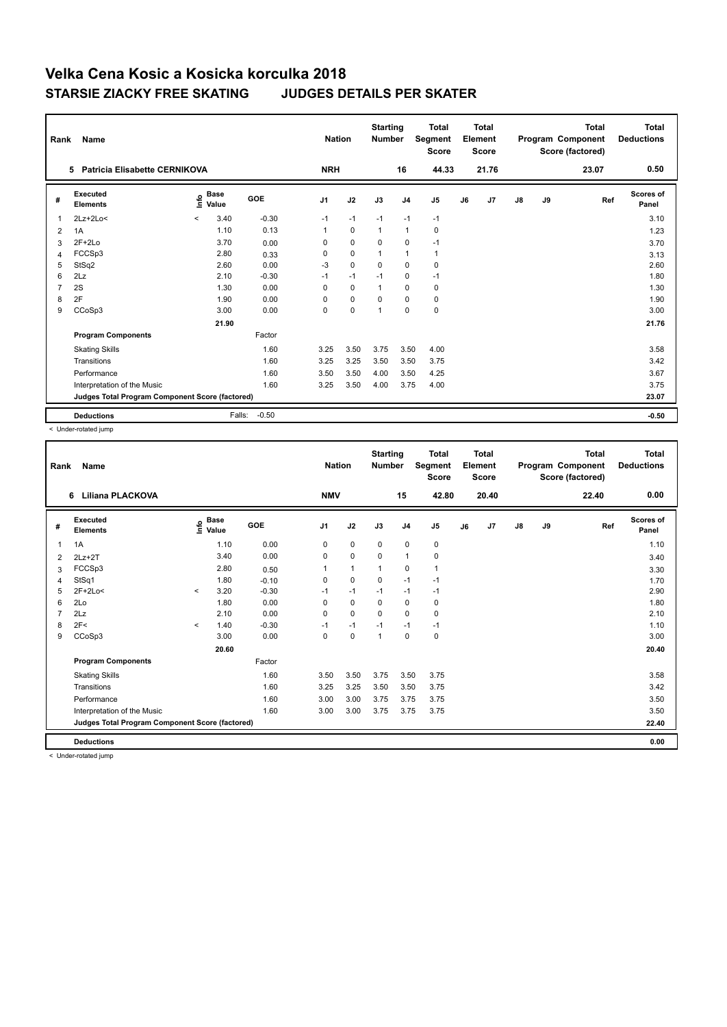# Velka Cena Kosic a Kosicka korculka 2018

## STARSIE ZIACKY FREE SKATING JUDGES DETAILS PER SKATER

| Rank | Name | Nation | Starting Number | Total Segment Score | Total Element Score | Total Program Component Score (factored) | Total Deductions |
|---|---|---|---|---|---|---|---|
| 5 | Patricia Elisabette CERNIKOVA | NRH | 16 | 44.33 | 21.76 | 23.07 | 0.50 |

| # | Executed Elements | Info | Base Value | GOE | J1 | J2 | J3 | J4 | J5 | J6 | J7 | J8 | J9 | Ref | Scores of Panel |
|---|---|---|---|---|---|---|---|---|---|---|---|---|---|---|---|
| 1 | 2Lz+2Lo< | < | 3.40 | -0.30 | -1 | -1 | -1 | -1 | -1 | | | | | | 3.10 |
| 2 | 1A | | 1.10 | 0.13 | 1 | 0 | 1 | 1 | 0 | | | | | | 1.23 |
| 3 | 2F+2Lo | | 3.70 | 0.00 | 0 | 0 | 0 | 0 | -1 | | | | | | 3.70 |
| 4 | FCCSp3 | | 2.80 | 0.33 | 0 | 0 | 1 | 1 | 1 | | | | | | 3.13 |
| 5 | StSq2 | | 2.60 | 0.00 | -3 | 0 | 0 | 0 | 0 | | | | | | 2.60 |
| 6 | 2Lz | | 2.10 | -0.30 | -1 | -1 | -1 | 0 | -1 | | | | | | 1.80 |
| 7 | 2S | | 1.30 | 0.00 | 0 | 0 | 1 | 0 | 0 | | | | | | 1.30 |
| 8 | 2F | | 1.90 | 0.00 | 0 | 0 | 0 | 0 | 0 | | | | | | 1.90 |
| 9 | CCoSp3 | | 3.00 | 0.00 | 0 | 0 | 1 | 0 | 0 | | | | | | 3.00 |
| | | | 21.90 | | | | | | | | | | | | 21.76 |
| | **Program Components** | | | Factor | | | | | | | | | | | |
| | Skating Skills | | | 1.60 | 3.25 | 3.50 | 3.75 | 3.50 | 4.00 | | | | | | 3.58 |
| | Transitions | | | 1.60 | 3.25 | 3.25 | 3.50 | 3.50 | 3.75 | | | | | | 3.42 |
| | Performance | | | 1.60 | 3.50 | 3.50 | 4.00 | 3.50 | 4.25 | | | | | | 3.67 |
| | Interpretation of the Music | | | 1.60 | 3.25 | 3.50 | 4.00 | 3.75 | 4.00 | | | | | | 3.75 |
| | **Judges Total Program Component Score (factored)** | | | | | | | | | | | | | | 23.07 |
| | **Deductions** | | Falls: | -0.50 | | | | | | | | | | | -0.50 |

< Under-rotated jump

| Rank | Name | Nation | Starting Number | Total Segment Score | Total Element Score | Total Program Component Score (factored) | Total Deductions |
|---|---|---|---|---|---|---|---|
| 6 | Liliana PLACKOVA | NMV | 15 | 42.80 | 20.40 | 22.40 | 0.00 |

| # | Executed Elements | Info | Base Value | GOE | J1 | J2 | J3 | J4 | J5 | J6 | J7 | J8 | J9 | Ref | Scores of Panel |
|---|---|---|---|---|---|---|---|---|---|---|---|---|---|---|---|
| 1 | 1A | | 1.10 | 0.00 | 0 | 0 | 0 | 0 | 0 | | | | | | 1.10 |
| 2 | 2Lz+2T | | 3.40 | 0.00 | 0 | 0 | 0 | 1 | 0 | | | | | | 3.40 |
| 3 | FCCSp3 | | 2.80 | 0.50 | 1 | 1 | 1 | 0 | 1 | | | | | | 3.30 |
| 4 | StSq1 | | 1.80 | -0.10 | 0 | 0 | 0 | -1 | -1 | | | | | | 1.70 |
| 5 | 2F+2Lo< | < | 3.20 | -0.30 | -1 | -1 | -1 | -1 | -1 | | | | | | 2.90 |
| 6 | 2Lo | | 1.80 | 0.00 | 0 | 0 | 0 | 0 | 0 | | | | | | 1.80 |
| 7 | 2Lz | | 2.10 | 0.00 | 0 | 0 | 0 | 0 | 0 | | | | | | 2.10 |
| 8 | 2F< | < | 1.40 | -0.30 | -1 | -1 | -1 | -1 | -1 | | | | | | 1.10 |
| 9 | CCoSp3 | | 3.00 | 0.00 | 0 | 0 | 1 | 0 | 0 | | | | | | 3.00 |
| | | | 20.60 | | | | | | | | | | | | 20.40 |
| | **Program Components** | | | Factor | | | | | | | | | | | |
| | Skating Skills | | | 1.60 | 3.50 | 3.50 | 3.75 | 3.50 | 3.75 | | | | | | 3.58 |
| | Transitions | | | 1.60 | 3.25 | 3.25 | 3.50 | 3.50 | 3.75 | | | | | | 3.42 |
| | Performance | | | 1.60 | 3.00 | 3.00 | 3.75 | 3.75 | 3.75 | | | | | | 3.50 |
| | Interpretation of the Music | | | 1.60 | 3.00 | 3.00 | 3.75 | 3.75 | 3.75 | | | | | | 3.50 |
| | **Judges Total Program Component Score (factored)** | | | | | | | | | | | | | | 22.40 |
| | **Deductions** | | | | | | | | | | | | | | 0.00 |

< Under-rotated jump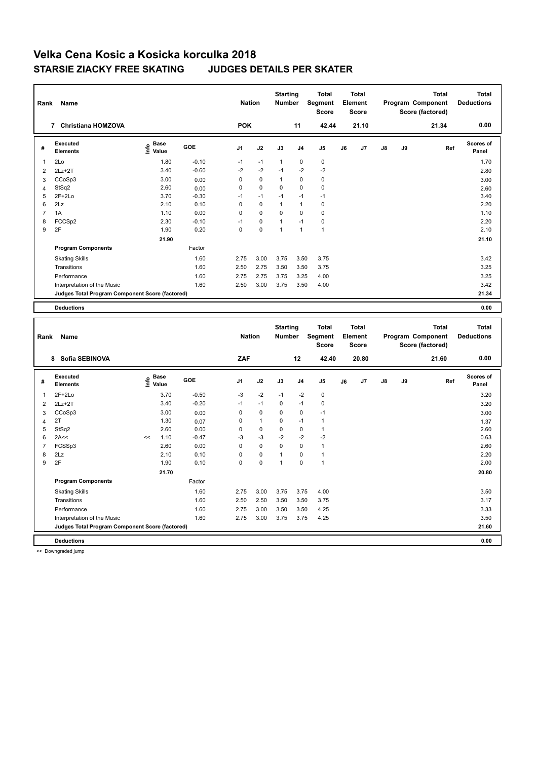# Velka Cena Kosic a Kosicka korculka 2018

## STARSIE ZIACKY FREE SKATING JUDGES DETAILS PER SKATER

| Rank | Name | Nation | Starting Number | Total Segment Score | Total Element Score | Total Program Component Score (factored) | Total Deductions |
|---|---|---|---|---|---|---|---|
| 7 | Christiana HOMZOVA | POK | 11 | 42.44 | 21.10 | 21.34 | 0.00 |

| # | Executed Elements | Info | Base Value | GOE | J1 | J2 | J3 | J4 | J5 | J6 | J7 | J8 | J9 | Ref | Scores of Panel |
|---|---|---|---|---|---|---|---|---|---|---|---|---|---|---|---|
| 1 | 2Lo | | 1.80 | -0.10 | -1 | -1 | 1 | 0 | 0 | | | | | | 1.70 |
| 2 | 2Lz+2T | | 3.40 | -0.60 | -2 | -2 | -1 | -2 | -2 | | | | | | 2.80 |
| 3 | CCoSp3 | | 3.00 | 0.00 | 0 | 0 | 1 | 0 | 0 | | | | | | 3.00 |
| 4 | StSq2 | | 2.60 | 0.00 | 0 | 0 | 0 | 0 | 0 | | | | | | 2.60 |
| 5 | 2F+2Lo | | 3.70 | -0.30 | -1 | -1 | -1 | -1 | -1 | | | | | | 3.40 |
| 6 | 2Lz | | 2.10 | 0.10 | 0 | 0 | 1 | 1 | 0 | | | | | | 2.20 |
| 7 | 1A | | 1.10 | 0.00 | 0 | 0 | 0 | 0 | 0 | | | | | | 1.10 |
| 8 | FCCSp2 | | 2.30 | -0.10 | -1 | 0 | 1 | -1 | 0 | | | | | | 2.20 |
| 9 | 2F | | 1.90 | 0.20 | 0 | 0 | 1 | 1 | 1 | | | | | | 2.10 |
| | | | 21.90 | | | | | | | | | | | | 21.10 |
| | **Program Components** | | | Factor | | | | | | | | | | | |
| | Skating Skills | | | 1.60 | 2.75 | 3.00 | 3.75 | 3.50 | 3.75 | | | | | | 3.42 |
| | Transitions | | | 1.60 | 2.50 | 2.75 | 3.50 | 3.50 | 3.75 | | | | | | 3.25 |
| | Performance | | | 1.60 | 2.75 | 2.75 | 3.75 | 3.25 | 4.00 | | | | | | 3.25 |
| | Interpretation of the Music | | | 1.60 | 2.50 | 3.00 | 3.75 | 3.50 | 4.00 | | | | | | 3.42 |
| | **Judges Total Program Component Score (factored)** | | | | | | | | | | | | | | 21.34 |
| | **Deductions** | | | | | | | | | | | | | | 0.00 |

| Rank | Name | Nation | Starting Number | Total Segment Score | Total Element Score | Total Program Component Score (factored) | Total Deductions |
|---|---|---|---|---|---|---|---|
| 8 | Sofia SEBINOVA | ZAF | 12 | 42.40 | 20.80 | 21.60 | 0.00 |

| # | Executed Elements | Info | Base Value | GOE | J1 | J2 | J3 | J4 | J5 | J6 | J7 | J8 | J9 | Ref | Scores of Panel |
|---|---|---|---|---|---|---|---|---|---|---|---|---|---|---|---|
| 1 | 2F+2Lo | | 3.70 | -0.50 | -3 | -2 | -1 | -2 | 0 | | | | | | 3.20 |
| 2 | 2Lz+2T | | 3.40 | -0.20 | -1 | -1 | 0 | -1 | 0 | | | | | | 3.20 |
| 3 | CCoSp3 | | 3.00 | 0.00 | 0 | 0 | 0 | 0 | -1 | | | | | | 3.00 |
| 4 | 2T | | 1.30 | 0.07 | 0 | 1 | 0 | -1 | 1 | | | | | | 1.37 |
| 5 | StSq2 | | 2.60 | 0.00 | 0 | 0 | 0 | 0 | 1 | | | | | | 2.60 |
| 6 | 2A<< | << | 1.10 | -0.47 | -3 | -3 | -2 | -2 | -2 | | | | | | 0.63 |
| 7 | FCSSp3 | | 2.60 | 0.00 | 0 | 0 | 0 | 0 | 1 | | | | | | 2.60 |
| 8 | 2Lz | | 2.10 | 0.10 | 0 | 0 | 1 | 0 | 1 | | | | | | 2.20 |
| 9 | 2F | | 1.90 | 0.10 | 0 | 0 | 1 | 0 | 1 | | | | | | 2.00 |
| | | | 21.70 | | | | | | | | | | | | 20.80 |
| | **Program Components** | | | Factor | | | | | | | | | | | |
| | Skating Skills | | | 1.60 | 2.75 | 3.00 | 3.75 | 3.75 | 4.00 | | | | | | 3.50 |
| | Transitions | | | 1.60 | 2.50 | 2.50 | 3.50 | 3.50 | 3.75 | | | | | | 3.17 |
| | Performance | | | 1.60 | 2.75 | 3.00 | 3.50 | 3.50 | 4.25 | | | | | | 3.33 |
| | Interpretation of the Music | | | 1.60 | 2.75 | 3.00 | 3.75 | 3.75 | 4.25 | | | | | | 3.50 |
| | **Judges Total Program Component Score (factored)** | | | | | | | | | | | | | | 21.60 |
| | **Deductions** | | | | | | | | | | | | | | 0.00 |

<< Downgraded jump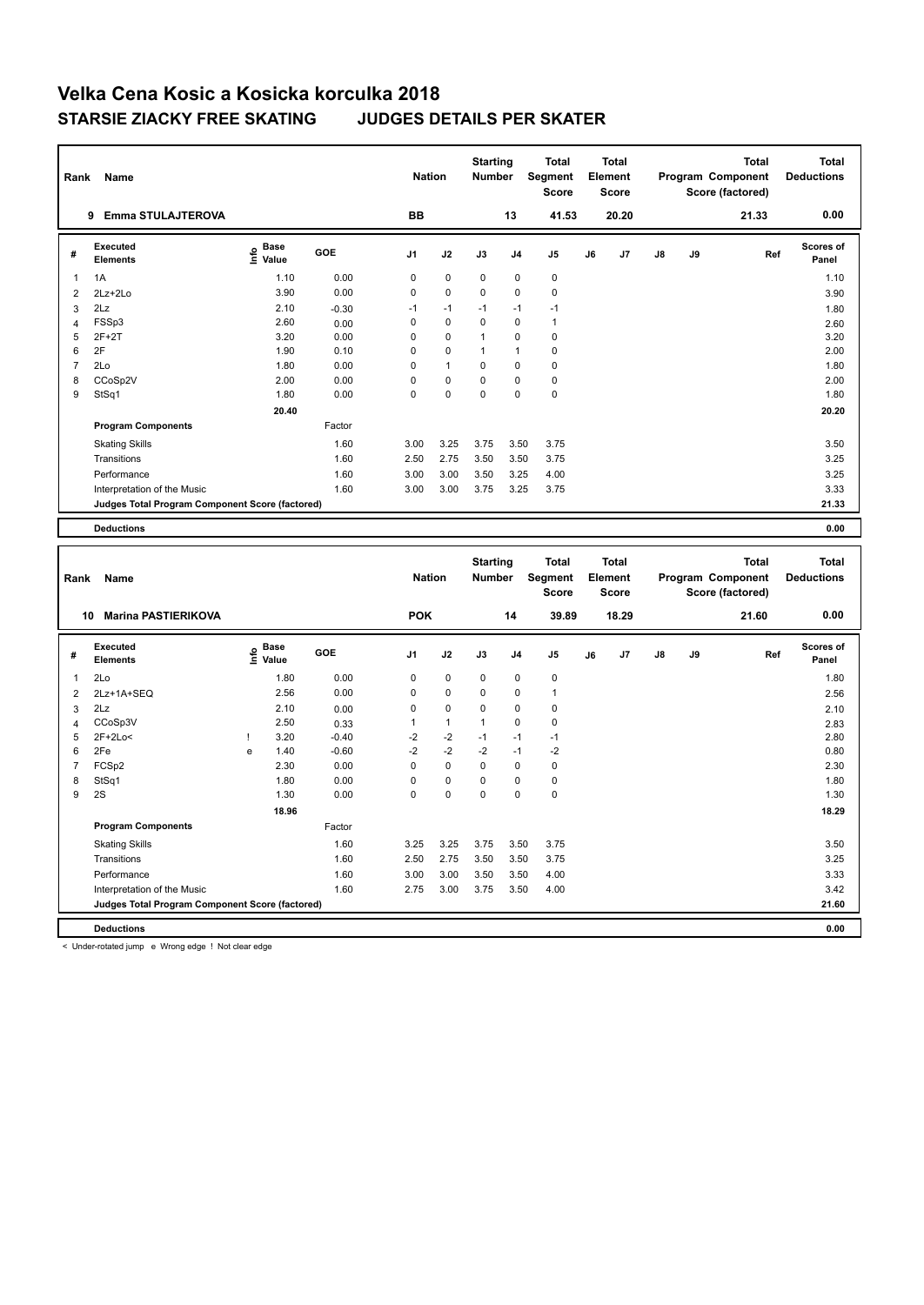# Velka Cena Kosic a Kosicka korculka 2018

## STARSIE ZIACKY FREE SKATING JUDGES DETAILS PER SKATER

| Rank | Name | Nation | Starting Number | Total Segment Score | Total Element Score | Total Program Component Score (factored) | Total Deductions |
|---|---|---|---|---|---|---|---|
| 9 | Emma STULAJTEROVA | BB | 13 | 41.53 | 20.20 | 21.33 | 0.00 |

| # | Executed Elements | Info | Base Value | GOE | J1 | J2 | J3 | J4 | J5 | J6 | J7 | J8 | J9 | Ref | Scores of Panel |
|---|---|---|---|---|---|---|---|---|---|---|---|---|---|---|---|
| 1 | 1A | | 1.10 | 0.00 | 0 | 0 | 0 | 0 | 0 | | | | | | 1.10 |
| 2 | 2Lz+2Lo | | 3.90 | 0.00 | 0 | 0 | 0 | 0 | 0 | | | | | | 3.90 |
| 3 | 2Lz | | 2.10 | -0.30 | -1 | -1 | -1 | -1 | -1 | | | | | | 1.80 |
| 4 | FSSp3 | | 2.60 | 0.00 | 0 | 0 | 0 | 0 | 1 | | | | | | 2.60 |
| 5 | 2F+2T | | 3.20 | 0.00 | 0 | 0 | 1 | 0 | 0 | | | | | | 3.20 |
| 6 | 2F | | 1.90 | 0.10 | 0 | 0 | 1 | 1 | 0 | | | | | | 2.00 |
| 7 | 2Lo | | 1.80 | 0.00 | 0 | 1 | 0 | 0 | 0 | | | | | | 1.80 |
| 8 | CCoSp2V | | 2.00 | 0.00 | 0 | 0 | 0 | 0 | 0 | | | | | | 2.00 |
| 9 | StSq1 | | 1.80 | 0.00 | 0 | 0 | 0 | 0 | 0 | | | | | | 1.80 |
| | | | 20.40 | | | | | | | | | | | | 20.20 |
| | **Program Components** | | | Factor | | | | | | | | | | | |
| | Skating Skills | | | 1.60 | 3.00 | 3.25 | 3.75 | 3.50 | 3.75 | | | | | | 3.50 |
| | Transitions | | | 1.60 | 2.50 | 2.75 | 3.50 | 3.50 | 3.75 | | | | | | 3.25 |
| | Performance | | | 1.60 | 3.00 | 3.00 | 3.50 | 3.25 | 4.00 | | | | | | 3.25 |
| | Interpretation of the Music | | | 1.60 | 3.00 | 3.00 | 3.75 | 3.25 | 3.75 | | | | | | 3.33 |
| | **Judges Total Program Component Score (factored)** | | | | | | | | | | | | | | 21.33 |
| | **Deductions** | | | | | | | | | | | | | | 0.00 |

| Rank | Name | Nation | Starting Number | Total Segment Score | Total Element Score | Total Program Component Score (factored) | Total Deductions |
|---|---|---|---|---|---|---|---|
| 10 | Marina PASTIERIKOVA | POK | 14 | 39.89 | 18.29 | 21.60 | 0.00 |

| # | Executed Elements | Info | Base Value | GOE | J1 | J2 | J3 | J4 | J5 | J6 | J7 | J8 | J9 | Ref | Scores of Panel |
|---|---|---|---|---|---|---|---|---|---|---|---|---|---|---|---|
| 1 | 2Lo | | 1.80 | 0.00 | 0 | 0 | 0 | 0 | 0 | | | | | | 1.80 |
| 2 | 2Lz+1A+SEQ | | 2.56 | 0.00 | 0 | 0 | 0 | 0 | 1 | | | | | | 2.56 |
| 3 | 2Lz | | 2.10 | 0.00 | 0 | 0 | 0 | 0 | 0 | | | | | | 2.10 |
| 4 | CCoSp3V | | 2.50 | 0.33 | 1 | 1 | 1 | 0 | 0 | | | | | | 2.83 |
| 5 | 2F+2Lo< | ! | 3.20 | -0.40 | -2 | -2 | -1 | -1 | -1 | | | | | | 2.80 |
| 6 | 2Fe | e | 1.40 | -0.60 | -2 | -2 | -2 | -1 | -2 | | | | | | 0.80 |
| 7 | FCSp2 | | 2.30 | 0.00 | 0 | 0 | 0 | 0 | 0 | | | | | | 2.30 |
| 8 | StSq1 | | 1.80 | 0.00 | 0 | 0 | 0 | 0 | 0 | | | | | | 1.80 |
| 9 | 2S | | 1.30 | 0.00 | 0 | 0 | 0 | 0 | 0 | | | | | | 1.30 |
| | | | 18.96 | | | | | | | | | | | | 18.29 |
| | **Program Components** | | | Factor | | | | | | | | | | | |
| | Skating Skills | | | 1.60 | 3.25 | 3.25 | 3.75 | 3.50 | 3.75 | | | | | | 3.50 |
| | Transitions | | | 1.60 | 2.50 | 2.75 | 3.50 | 3.50 | 3.75 | | | | | | 3.25 |
| | Performance | | | 1.60 | 3.00 | 3.00 | 3.50 | 3.50 | 4.00 | | | | | | 3.33 |
| | Interpretation of the Music | | | 1.60 | 2.75 | 3.00 | 3.75 | 3.50 | 4.00 | | | | | | 3.42 |
| | **Judges Total Program Component Score (factored)** | | | | | | | | | | | | | | 21.60 |
| | **Deductions** | | | | | | | | | | | | | | 0.00 |

< Under-rotated jump e Wrong edge ! Not clear edge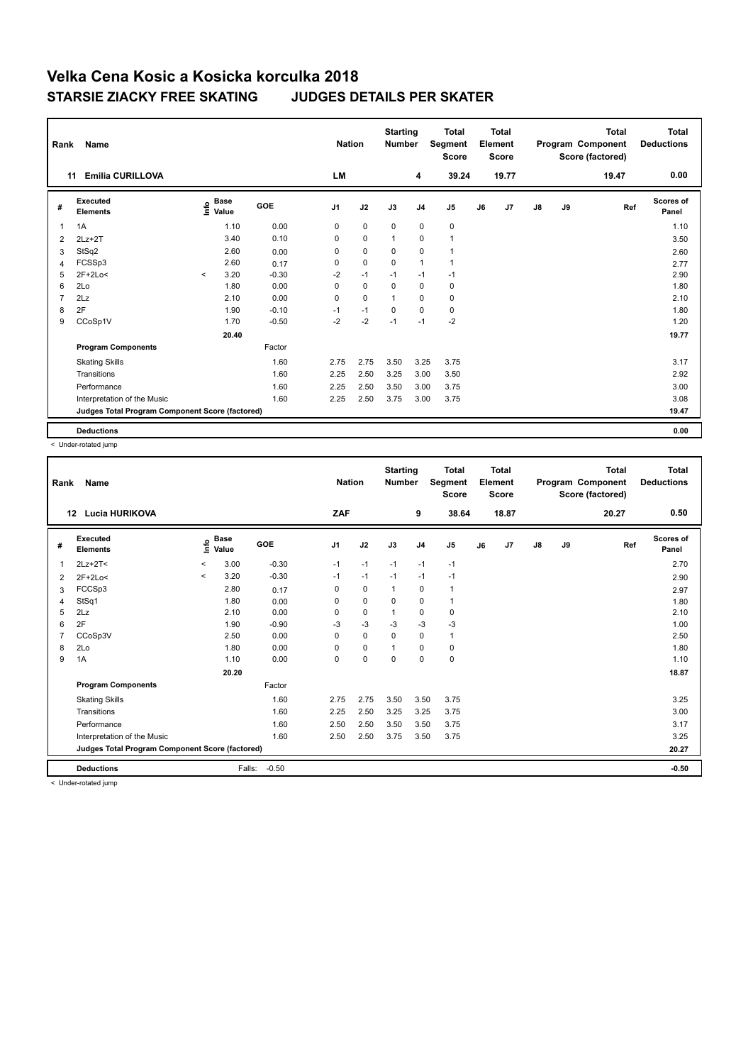# Velka Cena Kosic a Kosicka korculka 2018

## STARSIE ZIACKY FREE SKATING JUDGES DETAILS PER SKATER

| Rank | Name | Nation | Starting Number | Total Segment Score | Total Element Score | Total Program Component Score (factored) | Total Deductions |
|---|---|---|---|---|---|---|---|
| 11 | Emilia CURILLOVA | LM | 4 | 39.24 | 19.77 | 19.47 | 0.00 |

| # | Executed Elements | Info | Base Value | GOE | J1 | J2 | J3 | J4 | J5 | J6 | J7 | J8 | J9 | Ref | Scores of Panel |
|---|---|---|---|---|---|---|---|---|---|---|---|---|---|---|---|
| 1 | 1A | | 1.10 | 0.00 | 0 | 0 | 0 | 0 | 0 | | | | | | 1.10 |
| 2 | 2Lz+2T | | 3.40 | 0.10 | 0 | 0 | 1 | 0 | 1 | | | | | | 3.50 |
| 3 | StSq2 | | 2.60 | 0.00 | 0 | 0 | 0 | 0 | 1 | | | | | | 2.60 |
| 4 | FCSSp3 | | 2.60 | 0.17 | 0 | 0 | 0 | 1 | 1 | | | | | | 2.77 |
| 5 | 2F+2Lo< | < | 3.20 | -0.30 | -2 | -1 | -1 | -1 | -1 | | | | | | 2.90 |
| 6 | 2Lo | | 1.80 | 0.00 | 0 | 0 | 0 | 0 | 0 | | | | | | 1.80 |
| 7 | 2Lz | | 2.10 | 0.00 | 0 | 0 | 1 | 0 | 0 | | | | | | 2.10 |
| 8 | 2F | | 1.90 | -0.10 | -1 | -1 | 0 | 0 | 0 | | | | | | 1.80 |
| 9 | CCoSp1V | | 1.70 | -0.50 | -2 | -2 | -1 | -1 | -2 | | | | | | 1.20 |
| | | | 20.40 | | | | | | | | | | | | 19.77 |
| | **Program Components** | | | Factor | | | | | | | | | | | |
| | Skating Skills | | | 1.60 | 2.75 | 2.75 | 3.50 | 3.25 | 3.75 | | | | | | 3.17 |
| | Transitions | | | 1.60 | 2.25 | 2.50 | 3.25 | 3.00 | 3.50 | | | | | | 2.92 |
| | Performance | | | 1.60 | 2.25 | 2.50 | 3.50 | 3.00 | 3.75 | | | | | | 3.00 |
| | Interpretation of the Music | | | 1.60 | 2.25 | 2.50 | 3.75 | 3.00 | 3.75 | | | | | | 3.08 |
| | **Judges Total Program Component Score (factored)** | | | | | | | | | | | | | | 19.47 |
| | **Deductions** | | | | | | | | | | | | | | 0.00 |

< Under-rotated jump

| Rank | Name | Nation | Starting Number | Total Segment Score | Total Element Score | Total Program Component Score (factored) | Total Deductions |
|---|---|---|---|---|---|---|---|
| 12 | Lucia HURIKOVA | ZAF | 9 | 38.64 | 18.87 | 20.27 | 0.50 |

| # | Executed Elements | Info | Base Value | GOE | J1 | J2 | J3 | J4 | J5 | J6 | J7 | J8 | J9 | Ref | Scores of Panel |
|---|---|---|---|---|---|---|---|---|---|---|---|---|---|---|---|
| 1 | 2Lz+2T< | < | 3.00 | -0.30 | -1 | -1 | -1 | -1 | -1 | | | | | | 2.70 |
| 2 | 2F+2Lo< | < | 3.20 | -0.30 | -1 | -1 | -1 | -1 | -1 | | | | | | 2.90 |
| 3 | FCCSp3 | | 2.80 | 0.17 | 0 | 0 | 1 | 0 | 1 | | | | | | 2.97 |
| 4 | StSq1 | | 1.80 | 0.00 | 0 | 0 | 0 | 0 | 1 | | | | | | 1.80 |
| 5 | 2Lz | | 2.10 | 0.00 | 0 | 0 | 1 | 0 | 0 | | | | | | 2.10 |
| 6 | 2F | | 1.90 | -0.90 | -3 | -3 | -3 | -3 | -3 | | | | | | 1.00 |
| 7 | CCoSp3V | | 2.50 | 0.00 | 0 | 0 | 0 | 0 | 1 | | | | | | 2.50 |
| 8 | 2Lo | | 1.80 | 0.00 | 0 | 0 | 1 | 0 | 0 | | | | | | 1.80 |
| 9 | 1A | | 1.10 | 0.00 | 0 | 0 | 0 | 0 | 0 | | | | | | 1.10 |
| | | | 20.20 | | | | | | | | | | | | 18.87 |
| | **Program Components** | | | Factor | | | | | | | | | | | |
| | Skating Skills | | | 1.60 | 2.75 | 2.75 | 3.50 | 3.50 | 3.75 | | | | | | 3.25 |
| | Transitions | | | 1.60 | 2.25 | 2.50 | 3.25 | 3.25 | 3.75 | | | | | | 3.00 |
| | Performance | | | 1.60 | 2.50 | 2.50 | 3.50 | 3.50 | 3.75 | | | | | | 3.17 |
| | Interpretation of the Music | | | 1.60 | 2.50 | 2.50 | 3.75 | 3.50 | 3.75 | | | | | | 3.25 |
| | **Judges Total Program Component Score (factored)** | | | | | | | | | | | | | | 20.27 |
| | **Deductions** | | Falls: | -0.50 | | | | | | | | | | | -0.50 |

< Under-rotated jump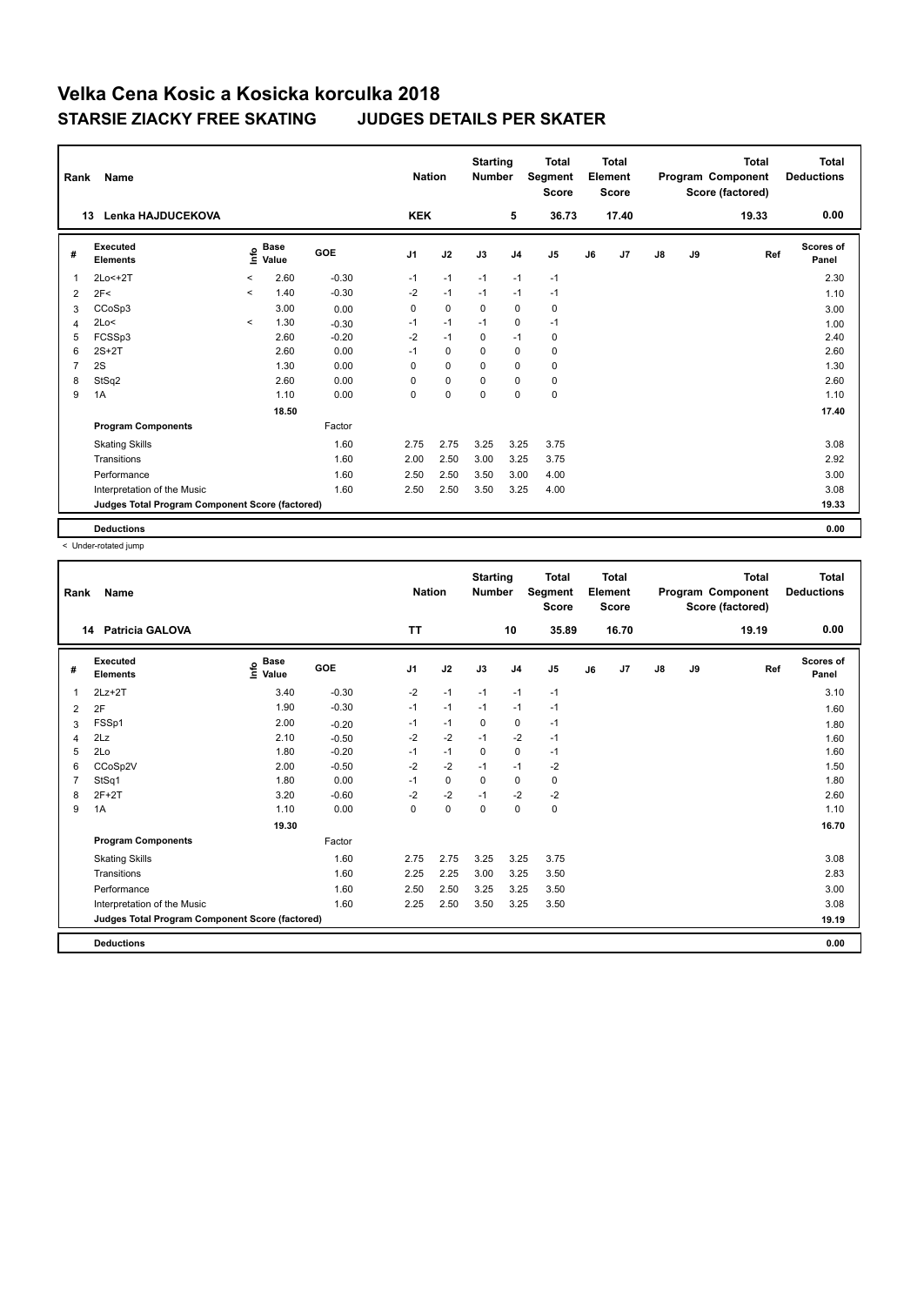# Velka Cena Kosic a Kosicka korculka 2018

## STARSIE ZIACKY FREE SKATING JUDGES DETAILS PER SKATER

| Rank | Name | Nation | Starting Number | Total Segment Score | Total Element Score | Total Program Component Score (factored) | Total Deductions |
|---|---|---|---|---|---|---|---|
| 13 | Lenka HAJDUCEKOVA | KEK | 5 | 36.73 | 17.40 | 19.33 | 0.00 |

| # | Executed Elements | Info | Base Value | GOE | J1 | J2 | J3 | J4 | J5 | J6 | J7 | J8 | J9 | Ref | Scores of Panel |
|---|---|---|---|---|---|---|---|---|---|---|---|---|---|---|---|
| 1 | 2Lo<+2T | < | 2.60 | -0.30 | -1 | -1 | -1 | -1 | -1 | | | | | | 2.30 |
| 2 | 2F< | < | 1.40 | -0.30 | -2 | -1 | -1 | -1 | -1 | | | | | | 1.10 |
| 3 | CCoSp3 | | 3.00 | 0.00 | 0 | 0 | 0 | 0 | 0 | | | | | | 3.00 |
| 4 | 2Lo< | < | 1.30 | -0.30 | -1 | -1 | -1 | 0 | -1 | | | | | | 1.00 |
| 5 | FCSSp3 | | 2.60 | -0.20 | -2 | -1 | 0 | -1 | 0 | | | | | | 2.40 |
| 6 | 2S+2T | | 2.60 | 0.00 | -1 | 0 | 0 | 0 | 0 | | | | | | 2.60 |
| 7 | 2S | | 1.30 | 0.00 | 0 | 0 | 0 | 0 | 0 | | | | | | 1.30 |
| 8 | StSq2 | | 2.60 | 0.00 | 0 | 0 | 0 | 0 | 0 | | | | | | 2.60 |
| 9 | 1A | | 1.10 | 0.00 | 0 | 0 | 0 | 0 | 0 | | | | | | 1.10 |
| | | | 18.50 | | | | | | | | | | | | 17.40 |
| | **Program Components** | | | Factor | | | | | | | | | | | |
| | Skating Skills | | | 1.60 | 2.75 | 2.75 | 3.25 | 3.25 | 3.75 | | | | | | 3.08 |
| | Transitions | | | 1.60 | 2.00 | 2.50 | 3.00 | 3.25 | 3.75 | | | | | | 2.92 |
| | Performance | | | 1.60 | 2.50 | 2.50 | 3.50 | 3.00 | 4.00 | | | | | | 3.00 |
| | Interpretation of the Music | | | 1.60 | 2.50 | 2.50 | 3.50 | 3.25 | 4.00 | | | | | | 3.08 |
| | **Judges Total Program Component Score (factored)** | | | | | | | | | | | | | | 19.33 |
| | **Deductions** | | | | | | | | | | | | | | 0.00 |

< Under-rotated jump

| Rank | Name | Nation | Starting Number | Total Segment Score | Total Element Score | Total Program Component Score (factored) | Total Deductions |
|---|---|---|---|---|---|---|---|
| 14 | Patricia GALOVA | TT | 10 | 35.89 | 16.70 | 19.19 | 0.00 |

| # | Executed Elements | Info | Base Value | GOE | J1 | J2 | J3 | J4 | J5 | J6 | J7 | J8 | J9 | Ref | Scores of Panel |
|---|---|---|---|---|---|---|---|---|---|---|---|---|---|---|---|
| 1 | 2Lz+2T | | 3.40 | -0.30 | -2 | -1 | -1 | -1 | -1 | | | | | | 3.10 |
| 2 | 2F | | 1.90 | -0.30 | -1 | -1 | -1 | -1 | -1 | | | | | | 1.60 |
| 3 | FSSp1 | | 2.00 | -0.20 | -1 | -1 | 0 | 0 | -1 | | | | | | 1.80 |
| 4 | 2Lz | | 2.10 | -0.50 | -2 | -2 | -1 | -2 | -1 | | | | | | 1.60 |
| 5 | 2Lo | | 1.80 | -0.20 | -1 | -1 | 0 | 0 | -1 | | | | | | 1.60 |
| 6 | CCoSp2V | | 2.00 | -0.50 | -2 | -2 | -1 | -1 | -2 | | | | | | 1.50 |
| 7 | StSq1 | | 1.80 | 0.00 | -1 | 0 | 0 | 0 | 0 | | | | | | 1.80 |
| 8 | 2F+2T | | 3.20 | -0.60 | -2 | -2 | -1 | -2 | -2 | | | | | | 2.60 |
| 9 | 1A | | 1.10 | 0.00 | 0 | 0 | 0 | 0 | 0 | | | | | | 1.10 |
| | | | 19.30 | | | | | | | | | | | | 16.70 |
| | **Program Components** | | | Factor | | | | | | | | | | | |
| | Skating Skills | | | 1.60 | 2.75 | 2.75 | 3.25 | 3.25 | 3.75 | | | | | | 3.08 |
| | Transitions | | | 1.60 | 2.25 | 2.25 | 3.00 | 3.25 | 3.50 | | | | | | 2.83 |
| | Performance | | | 1.60 | 2.50 | 2.50 | 3.25 | 3.25 | 3.50 | | | | | | 3.00 |
| | Interpretation of the Music | | | 1.60 | 2.25 | 2.50 | 3.50 | 3.25 | 3.50 | | | | | | 3.08 |
| | **Judges Total Program Component Score (factored)** | | | | | | | | | | | | | | 19.19 |
| | **Deductions** | | | | | | | | | | | | | | 0.00 |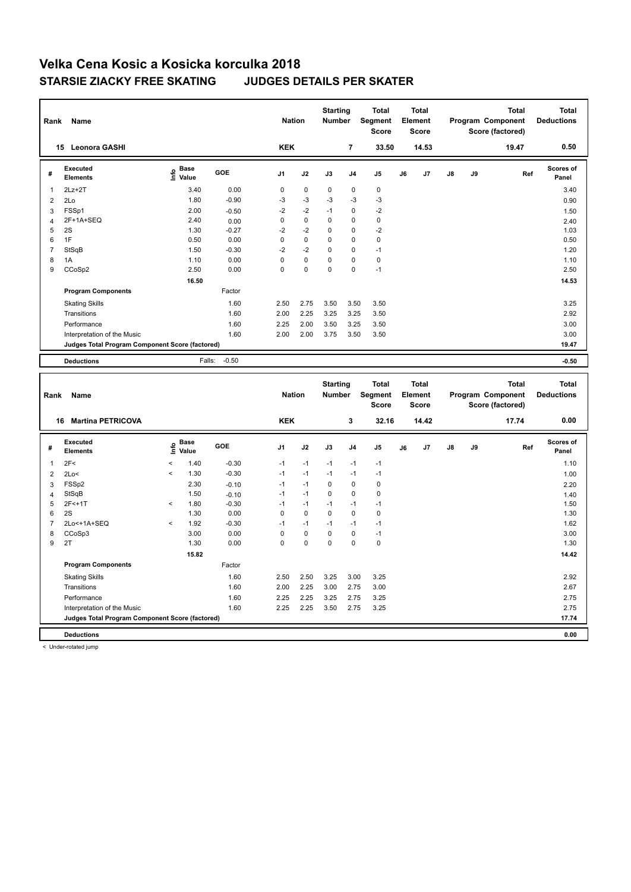# Velka Cena Kosic a Kosicka korculka 2018

## STARSIE ZIACKY FREE SKATING JUDGES DETAILS PER SKATER

| Rank | Name | Nation | Starting Number | Total Segment Score | Total Element Score | Total Program Component Score (factored) | Total Deductions |
|---|---|---|---|---|---|---|---|
| 15 | Leonora GASHI | KEK | 7 | 33.50 | 14.53 | 19.47 | 0.50 |

| # | Executed Elements | Info | Base Value | GOE | J1 | J2 | J3 | J4 | J5 | J6 | J7 | J8 | J9 | Ref | Scores of Panel |
|---|---|---|---|---|---|---|---|---|---|---|---|---|---|---|---|
| 1 | 2Lz+2T | | 3.40 | 0.00 | 0 | 0 | 0 | 0 | 0 | | | | | | 3.40 |
| 2 | 2Lo | | 1.80 | -0.90 | -3 | -3 | -3 | -3 | -3 | | | | | | 0.90 |
| 3 | FSSp1 | | 2.00 | -0.50 | -2 | -2 | -1 | 0 | -2 | | | | | | 1.50 |
| 4 | 2F+1A+SEQ | | 2.40 | 0.00 | 0 | 0 | 0 | 0 | 0 | | | | | | 2.40 |
| 5 | 2S | | 1.30 | -0.27 | -2 | -2 | 0 | 0 | -2 | | | | | | 1.03 |
| 6 | 1F | | 0.50 | 0.00 | 0 | 0 | 0 | 0 | 0 | | | | | | 0.50 |
| 7 | StSqB | | 1.50 | -0.30 | -2 | -2 | 0 | 0 | -1 | | | | | | 1.20 |
| 8 | 1A | | 1.10 | 0.00 | 0 | 0 | 0 | 0 | 0 | | | | | | 1.10 |
| 9 | CCoSp2 | | 2.50 | 0.00 | 0 | 0 | 0 | 0 | -1 | | | | | | 2.50 |
| | | | 16.50 | | | | | | | | | | | | 14.53 |
| | **Program Components** | | | Factor | | | | | | | | | | | |
| | Skating Skills | | | 1.60 | 2.50 | 2.75 | 3.50 | 3.50 | 3.50 | | | | | | 3.25 |
| | Transitions | | | 1.60 | 2.00 | 2.25 | 3.25 | 3.25 | 3.50 | | | | | | 2.92 |
| | Performance | | | 1.60 | 2.25 | 2.00 | 3.50 | 3.25 | 3.50 | | | | | | 3.00 |
| | Interpretation of the Music | | | 1.60 | 2.00 | 2.00 | 3.75 | 3.50 | 3.50 | | | | | | 3.00 |
| | **Judges Total Program Component Score (factored)** | | | | | | | | | | | | | | 19.47 |
| | **Deductions** | | Falls: | -0.50 | | | | | | | | | | | -0.50 |

| Rank | Name | Nation | Starting Number | Total Segment Score | Total Element Score | Total Program Component Score (factored) | Total Deductions |
|---|---|---|---|---|---|---|---|
| 16 | Martina PETRICOVA | KEK | 3 | 32.16 | 14.42 | 17.74 | 0.00 |

| # | Executed Elements | Info | Base Value | GOE | J1 | J2 | J3 | J4 | J5 | J6 | J7 | J8 | J9 | Ref | Scores of Panel |
|---|---|---|---|---|---|---|---|---|---|---|---|---|---|---|---|
| 1 | 2F< | < | 1.40 | -0.30 | -1 | -1 | -1 | -1 | -1 | | | | | | 1.10 |
| 2 | 2Lo< | < | 1.30 | -0.30 | -1 | -1 | -1 | -1 | -1 | | | | | | 1.00 |
| 3 | FSSp2 | | 2.30 | -0.10 | -1 | -1 | 0 | 0 | 0 | | | | | | 2.20 |
| 4 | StSqB | | 1.50 | -0.10 | -1 | -1 | 0 | 0 | 0 | | | | | | 1.40 |
| 5 | 2F<+1T | < | 1.80 | -0.30 | -1 | -1 | -1 | -1 | -1 | | | | | | 1.50 |
| 6 | 2S | | 1.30 | 0.00 | 0 | 0 | 0 | 0 | 0 | | | | | | 1.30 |
| 7 | 2Lo<+1A+SEQ | < | 1.92 | -0.30 | -1 | -1 | -1 | -1 | -1 | | | | | | 1.62 |
| 8 | CCoSp3 | | 3.00 | 0.00 | 0 | 0 | 0 | 0 | -1 | | | | | | 3.00 |
| 9 | 2T | | 1.30 | 0.00 | 0 | 0 | 0 | 0 | 0 | | | | | | 1.30 |
| | | | 15.82 | | | | | | | | | | | | 14.42 |
| | **Program Components** | | | Factor | | | | | | | | | | | |
| | Skating Skills | | | 1.60 | 2.50 | 2.50 | 3.25 | 3.00 | 3.25 | | | | | | 2.92 |
| | Transitions | | | 1.60 | 2.00 | 2.25 | 3.00 | 2.75 | 3.00 | | | | | | 2.67 |
| | Performance | | | 1.60 | 2.25 | 2.25 | 3.25 | 2.75 | 3.25 | | | | | | 2.75 |
| | Interpretation of the Music | | | 1.60 | 2.25 | 2.25 | 3.50 | 2.75 | 3.25 | | | | | | 2.75 |
| | **Judges Total Program Component Score (factored)** | | | | | | | | | | | | | | 17.74 |
| | **Deductions** | | | | | | | | | | | | | | 0.00 |

< Under-rotated jump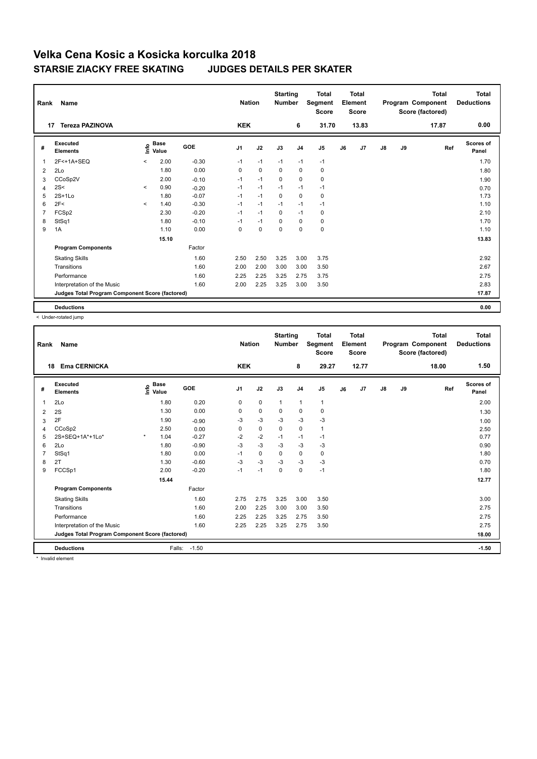# Velka Cena Kosic a Kosicka korculka 2018

## STARSIE ZIACKY FREE SKATING JUDGES DETAILS PER SKATER

| Rank | Name | Nation | Starting Number | Total Segment Score | Total Element Score | Total Program Component Score (factored) | Total Deductions |
|---|---|---|---|---|---|---|---|
| 17 | Tereza PAZINOVA | KEK | 6 | 31.70 | 13.83 | 17.87 | 0.00 |

| # | Executed Elements | Info | Base Value | GOE | J1 | J2 | J3 | J4 | J5 | J6 | J7 | J8 | J9 | Ref | Scores of Panel |
|---|---|---|---|---|---|---|---|---|---|---|---|---|---|---|---|
| 1 | 2F<+1A+SEQ | < | 2.00 | -0.30 | -1 | -1 | -1 | -1 | -1 | | | | | | 1.70 |
| 2 | 2Lo | | 1.80 | 0.00 | 0 | 0 | 0 | 0 | 0 | | | | | | 1.80 |
| 3 | CCoSp2V | | 2.00 | -0.10 | -1 | -1 | 0 | 0 | 0 | | | | | | 1.90 |
| 4 | 2S< | < | 0.90 | -0.20 | -1 | -1 | -1 | -1 | -1 | | | | | | 0.70 |
| 5 | 2S+1Lo | | 1.80 | -0.07 | -1 | -1 | 0 | 0 | 0 | | | | | | 1.73 |
| 6 | 2F< | < | 1.40 | -0.30 | -1 | -1 | -1 | -1 | -1 | | | | | | 1.10 |
| 7 | FCSp2 | | 2.30 | -0.20 | -1 | -1 | 0 | -1 | 0 | | | | | | 2.10 |
| 8 | StSq1 | | 1.80 | -0.10 | -1 | -1 | 0 | 0 | 0 | | | | | | 1.70 |
| 9 | 1A | | 1.10 | 0.00 | 0 | 0 | 0 | 0 | 0 | | | | | | 1.10 |
| | | | 15.10 | | | | | | | | | | | | 13.83 |
| | **Program Components** | | | Factor | | | | | | | | | | | |
| | Skating Skills | | | 1.60 | 2.50 | 2.50 | 3.25 | 3.00 | 3.75 | | | | | | 2.92 |
| | Transitions | | | 1.60 | 2.00 | 2.00 | 3.00 | 3.00 | 3.50 | | | | | | 2.67 |
| | Performance | | | 1.60 | 2.25 | 2.25 | 3.25 | 2.75 | 3.75 | | | | | | 2.75 |
| | Interpretation of the Music | | | 1.60 | 2.00 | 2.25 | 3.25 | 3.00 | 3.50 | | | | | | 2.83 |
| | **Judges Total Program Component Score (factored)** | | | | | | | | | | | | | | 17.87 |
| | **Deductions** | | | | | | | | | | | | | | 0.00 |

< Under-rotated jump

| Rank | Name | Nation | Starting Number | Total Segment Score | Total Element Score | Total Program Component Score (factored) | Total Deductions |
|---|---|---|---|---|---|---|---|
| 18 | Ema CERNICKA | KEK | 8 | 29.27 | 12.77 | 18.00 | 1.50 |

| # | Executed Elements | Info | Base Value | GOE | J1 | J2 | J3 | J4 | J5 | J6 | J7 | J8 | J9 | Ref | Scores of Panel |
|---|---|---|---|---|---|---|---|---|---|---|---|---|---|---|---|
| 1 | 2Lo | | 1.80 | 0.20 | 0 | 0 | 1 | 1 | 1 | | | | | | 2.00 |
| 2 | 2S | | 1.30 | 0.00 | 0 | 0 | 0 | 0 | 0 | | | | | | 1.30 |
| 3 | 2F | | 1.90 | -0.90 | -3 | -3 | -3 | -3 | -3 | | | | | | 1.00 |
| 4 | CCoSp2 | | 2.50 | 0.00 | 0 | 0 | 0 | 0 | 1 | | | | | | 2.50 |
| 5 | 2S+SEQ+1A*+1Lo* | * | 1.04 | -0.27 | -2 | -2 | -1 | -1 | -1 | | | | | | 0.77 |
| 6 | 2Lo | | 1.80 | -0.90 | -3 | -3 | -3 | -3 | -3 | | | | | | 0.90 |
| 7 | StSq1 | | 1.80 | 0.00 | -1 | 0 | 0 | 0 | 0 | | | | | | 1.80 |
| 8 | 2T | | 1.30 | -0.60 | -3 | -3 | -3 | -3 | -3 | | | | | | 0.70 |
| 9 | FCCSp1 | | 2.00 | -0.20 | -1 | -1 | 0 | 0 | -1 | | | | | | 1.80 |
| | | | 15.44 | | | | | | | | | | | | 12.77 |
| | **Program Components** | | | Factor | | | | | | | | | | | |
| | Skating Skills | | | 1.60 | 2.75 | 2.75 | 3.25 | 3.00 | 3.50 | | | | | | 3.00 |
| | Transitions | | | 1.60 | 2.00 | 2.25 | 3.00 | 3.00 | 3.50 | | | | | | 2.75 |
| | Performance | | | 1.60 | 2.25 | 2.25 | 3.25 | 2.75 | 3.50 | | | | | | 2.75 |
| | Interpretation of the Music | | | 1.60 | 2.25 | 2.25 | 3.25 | 2.75 | 3.50 | | | | | | 2.75 |
| | **Judges Total Program Component Score (factored)** | | | | | | | | | | | | | | 18.00 |
| | **Deductions** | | Falls: | -1.50 | | | | | | | | | | | -1.50 |

* Invalid element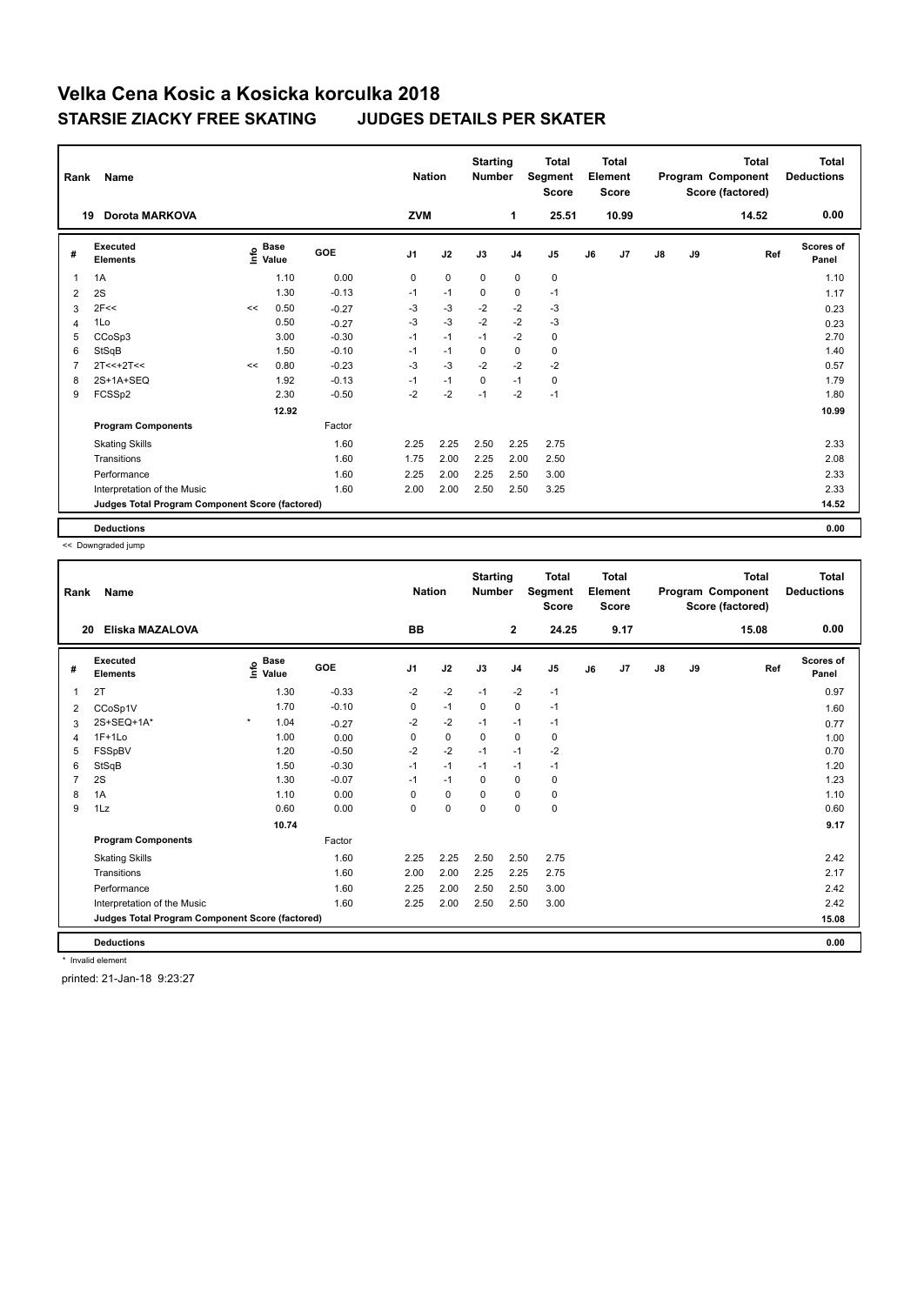# Velka Cena Kosic a Kosicka korculka 2018

## STARSIE ZIACKY FREE SKATING JUDGES DETAILS PER SKATER

| Rank | Name | Nation | Starting Number | Total Segment Score | Total Element Score | Total Program Component Score (factored) | Total Deductions |
|---|---|---|---|---|---|---|---|
| 19 | Dorota MARKOVA | ZVM | 1 | 25.51 | 10.99 | 14.52 | 0.00 |

| # | Executed Elements | Info | Base Value | GOE | J1 | J2 | J3 | J4 | J5 | J6 | J7 | J8 | J9 | Ref | Scores of Panel |
|---|---|---|---|---|---|---|---|---|---|---|---|---|---|---|---|
| 1 | 1A | | 1.10 | 0.00 | 0 | 0 | 0 | 0 | 0 | | | | | | 1.10 |
| 2 | 2S | | 1.30 | -0.13 | -1 | -1 | 0 | 0 | -1 | | | | | | 1.17 |
| 3 | 2F<< | << | 0.50 | -0.27 | -3 | -3 | -2 | -2 | -3 | | | | | | 0.23 |
| 4 | 1Lo | | 0.50 | -0.27 | -3 | -3 | -2 | -2 | -3 | | | | | | 0.23 |
| 5 | CCoSp3 | | 3.00 | -0.30 | -1 | -1 | -1 | -2 | 0 | | | | | | 2.70 |
| 6 | StSqB | | 1.50 | -0.10 | -1 | -1 | 0 | 0 | 0 | | | | | | 1.40 |
| 7 | 2T<<+2T<< | << | 0.80 | -0.23 | -3 | -3 | -2 | -2 | -2 | | | | | | 0.57 |
| 8 | 2S+1A+SEQ | | 1.92 | -0.13 | -1 | -1 | 0 | -1 | 0 | | | | | | 1.79 |
| 9 | FCSSp2 | | 2.30 | -0.50 | -2 | -2 | -1 | -2 | -1 | | | | | | 1.80 |
| | | | 12.92 | | | | | | | | | | | | 10.99 |
| | **Program Components** | | | Factor | | | | | | | | | | | |
| | Skating Skills | | | 1.60 | 2.25 | 2.25 | 2.50 | 2.25 | 2.75 | | | | | | 2.33 |
| | Transitions | | | 1.60 | 1.75 | 2.00 | 2.25 | 2.00 | 2.50 | | | | | | 2.08 |
| | Performance | | | 1.60 | 2.25 | 2.00 | 2.25 | 2.50 | 3.00 | | | | | | 2.33 |
| | Interpretation of the Music | | | 1.60 | 2.00 | 2.00 | 2.50 | 2.50 | 3.25 | | | | | | 2.33 |
| | **Judges Total Program Component Score (factored)** | | | | | | | | | | | | | | 14.52 |
| | **Deductions** | | | | | | | | | | | | | | 0.00 |

<< Downgraded jump

| Rank | Name | Nation | Starting Number | Total Segment Score | Total Element Score | Total Program Component Score (factored) | Total Deductions |
|---|---|---|---|---|---|---|---|
| 20 | Eliska MAZALOVA | BB | 2 | 24.25 | 9.17 | 15.08 | 0.00 |

| # | Executed Elements | Info | Base Value | GOE | J1 | J2 | J3 | J4 | J5 | J6 | J7 | J8 | J9 | Ref | Scores of Panel |
|---|---|---|---|---|---|---|---|---|---|---|---|---|---|---|---|
| 1 | 2T | | 1.30 | -0.33 | -2 | -2 | -1 | -2 | -1 | | | | | | 0.97 |
| 2 | CCoSp1V | | 1.70 | -0.10 | 0 | -1 | 0 | 0 | -1 | | | | | | 1.60 |
| 3 | 2S+SEQ+1A* | * | 1.04 | -0.27 | -2 | -2 | -1 | -1 | -1 | | | | | | 0.77 |
| 4 | 1F+1Lo | | 1.00 | 0.00 | 0 | 0 | 0 | 0 | 0 | | | | | | 1.00 |
| 5 | FSSpBV | | 1.20 | -0.50 | -2 | -2 | -1 | -1 | -2 | | | | | | 0.70 |
| 6 | StSqB | | 1.50 | -0.30 | -1 | -1 | -1 | -1 | -1 | | | | | | 1.20 |
| 7 | 2S | | 1.30 | -0.07 | -1 | -1 | 0 | 0 | 0 | | | | | | 1.23 |
| 8 | 1A | | 1.10 | 0.00 | 0 | 0 | 0 | 0 | 0 | | | | | | 1.10 |
| 9 | 1Lz | | 0.60 | 0.00 | 0 | 0 | 0 | 0 | 0 | | | | | | 0.60 |
| | | | 10.74 | | | | | | | | | | | | 9.17 |
| | **Program Components** | | | Factor | | | | | | | | | | | |
| | Skating Skills | | | 1.60 | 2.25 | 2.25 | 2.50 | 2.50 | 2.75 | | | | | | 2.42 |
| | Transitions | | | 1.60 | 2.00 | 2.00 | 2.25 | 2.25 | 2.75 | | | | | | 2.17 |
| | Performance | | | 1.60 | 2.25 | 2.00 | 2.50 | 2.50 | 3.00 | | | | | | 2.42 |
| | Interpretation of the Music | | | 1.60 | 2.25 | 2.00 | 2.50 | 2.50 | 3.00 | | | | | | 2.42 |
| | **Judges Total Program Component Score (factored)** | | | | | | | | | | | | | | 15.08 |
| | **Deductions** | | | | | | | | | | | | | | 0.00 |

* Invalid element

printed: 21-Jan-18 9:23:27